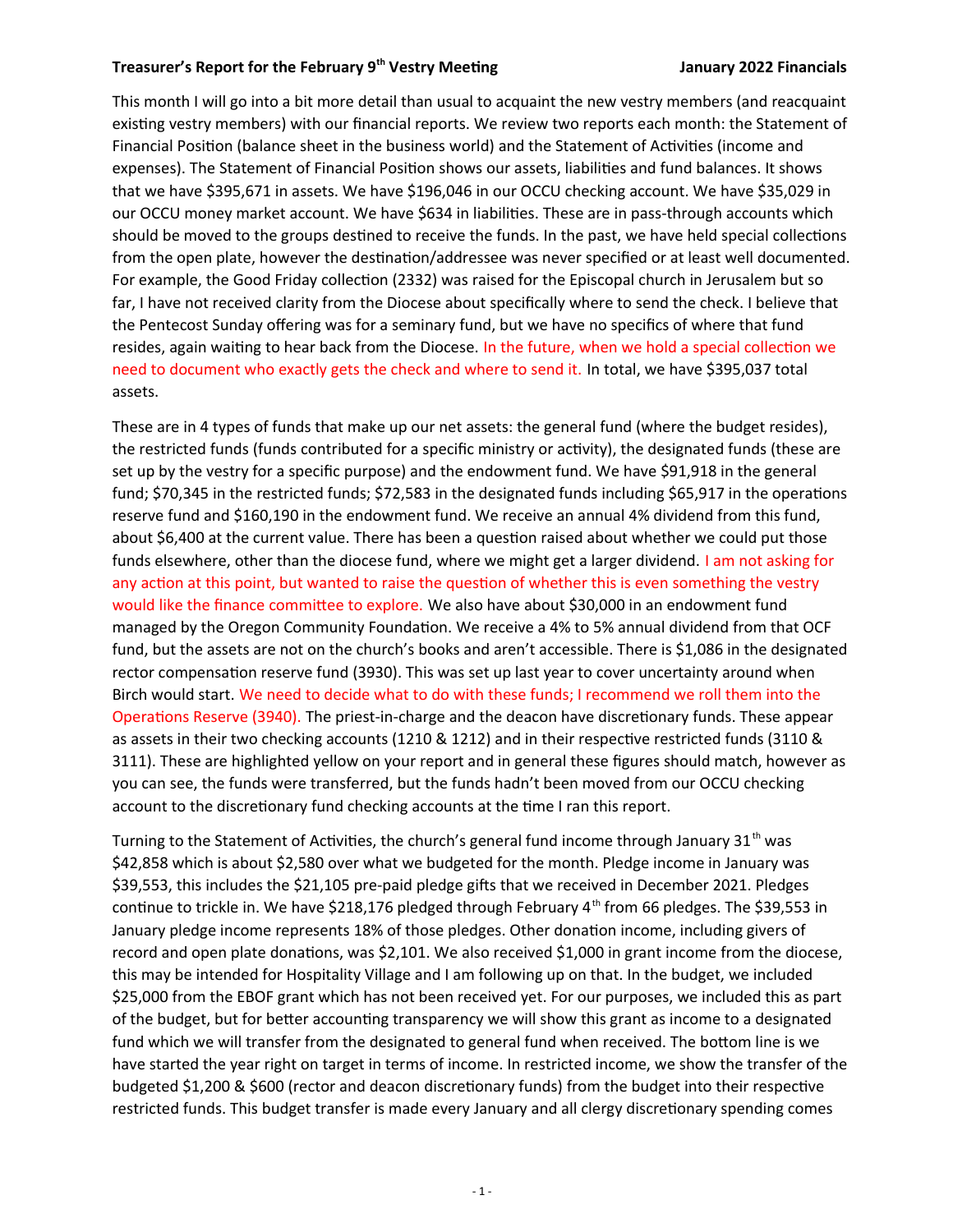**Treasurer's Report for the February 9th Vestry Meeting** **January 2022 Financials**

This month I will go into a bit more detail than usual to acquaint the new vestry members (and reacquaint existing vestry members) with our financial reports. We review two reports each month: the Statement of Financial Position (balance sheet in the business world) and the Statement of Activities (income and expenses). The Statement of Financial Position shows our assets, liabilities and fund balances. It shows that we have $395,671 in assets. We have $196,046 in our OCCU checking account. We have $35,029 in our OCCU money market account. We have $634 in liabilities. These are in pass-through accounts which should be moved to the groups destined to receive the funds. In the past, we have held special collections from the open plate, however the destination/addressee was never specified or at least well documented. For example, the Good Friday collection (2332) was raised for the Episcopal church in Jerusalem but so far, I have not received clarity from the Diocese about specifically where to send the check. I believe that the Pentecost Sunday offering was for a seminary fund, but we have no specifics of where that fund resides, again waiting to hear back from the Diocese. In the future, when we hold a special collection we need to document who exactly gets the check and where to send it. In total, we have $395,037 total assets.

These are in 4 types of funds that make up our net assets: the general fund (where the budget resides), the restricted funds (funds contributed for a specific ministry or activity), the designated funds (these are set up by the vestry for a specific purpose) and the endowment fund. We have $91,918 in the general fund; $70,345 in the restricted funds; $72,583 in the designated funds including $65,917 in the operations reserve fund and $160,190 in the endowment fund. We receive an annual 4% dividend from this fund, about $6,400 at the current value. There has been a question raised about whether we could put those funds elsewhere, other than the diocese fund, where we might get a larger dividend. I am not asking for any action at this point, but wanted to raise the question of whether this is even something the vestry would like the finance committee to explore. We also have about $30,000 in an endowment fund managed by the Oregon Community Foundation. We receive a 4% to 5% annual dividend from that OCF fund, but the assets are not on the church's books and aren't accessible. There is $1,086 in the designated rector compensation reserve fund (3930). This was set up last year to cover uncertainty around when Birch would start. We need to decide what to do with these funds; I recommend we roll them into the Operations Reserve (3940). The priest-in-charge and the deacon have discretionary funds. These appear as assets in their two checking accounts (1210 & 1212) and in their respective restricted funds (3110 & 3111). These are highlighted yellow on your report and in general these figures should match, however as you can see, the funds were transferred, but the funds hadn't been moved from our OCCU checking account to the discretionary fund checking accounts at the time I ran this report.

Turning to the Statement of Activities, the church's general fund income through January 31st was $42,858 which is about 2,580 over what we budgeted for the month. Pledge income in January was $39,553, this includes the $21,105 pre-paid pledge gifts that we received in December 2021. Pledges continue to trickle in. We have $218,176 pledged through February 4th from 66 pledges. The $39,553 in January pledge income represents 18% of those pledges. Other donation income, including givers of record and open plate donations, was $2,101. We also received $1,000 in grant income from the diocese, this may be intended for Hospitality Village and I am following up on that. In the budget, we included $25,000 from the EBOF grant which has not been received yet. For our purposes, we included this as part of the budget, but for better accounting transparency we will show this grant as income to a designated fund which we will transfer from the designated to general fund when received. The bottom line is we have started the year right on target in terms of income. In restricted income, we show the transfer of the budgeted $1,200 & $600 (rector and deacon discretionary funds) from the budget into their respective restricted funds. This budget transfer is made every January and all clergy discretionary spending comes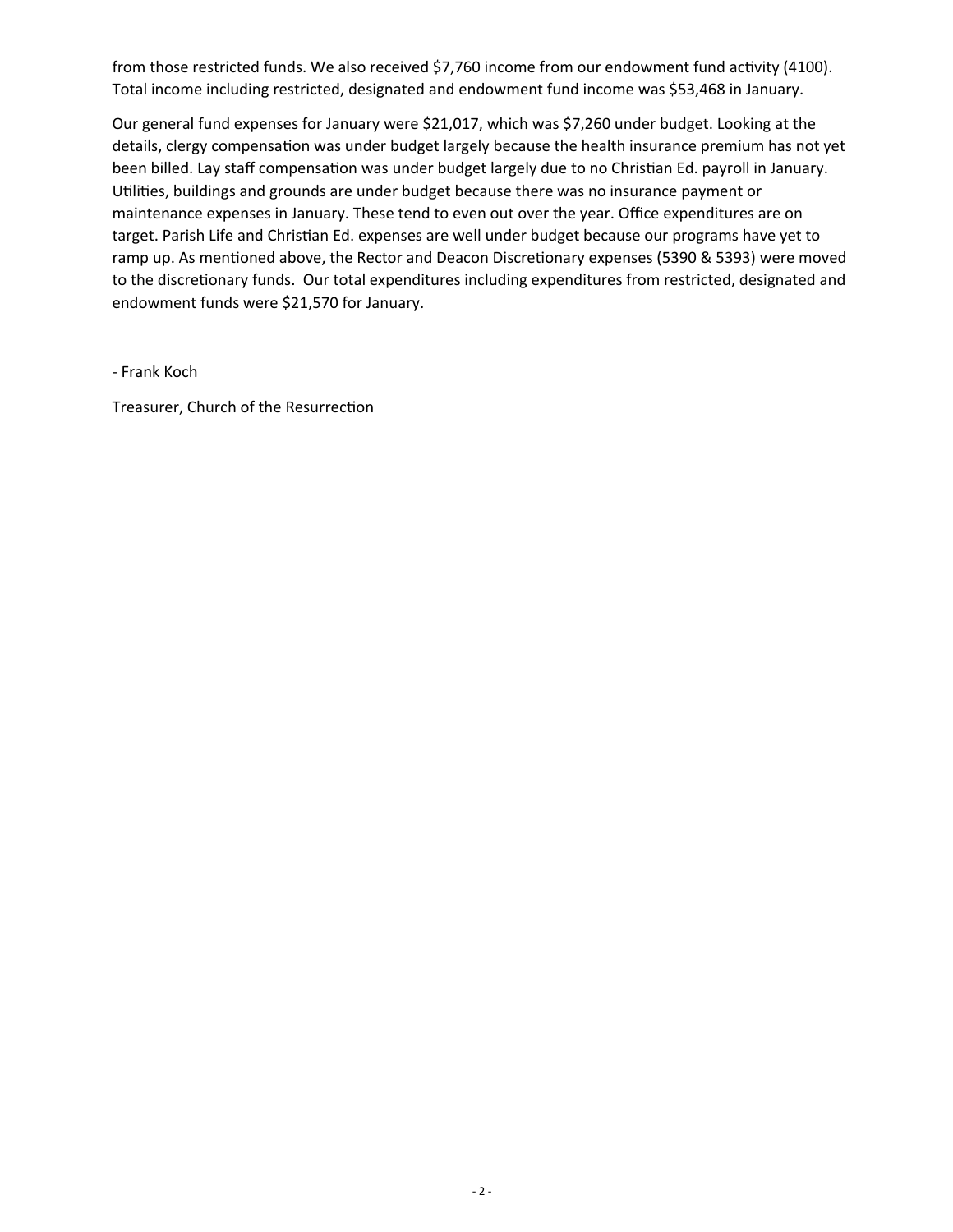from those restricted funds. We also received $7,760 income from our endowment fund activity (4100). Total income including restricted, designated and endowment fund income was $53,468 in January.

Our general fund expenses for January were $21,017, which was $7,260 under budget. Looking at the details, clergy compensation was under budget largely because the health insurance premium has not yet been billed. Lay staff compensation was under budget largely due to no Christian Ed. payroll in January. Utilities, buildings and grounds are under budget because there was no insurance payment or maintenance expenses in January. These tend to even out over the year. Office expenditures are on target. Parish Life and Christian Ed. expenses are well under budget because our programs have yet to ramp up. As mentioned above, the Rector and Deacon Discretionary expenses (5390 & 5393) were moved to the discretionary funds.  Our total expenditures including expenditures from restricted, designated and endowment funds were $21,570 for January.

- Frank Koch

Treasurer, Church of the Resurrection